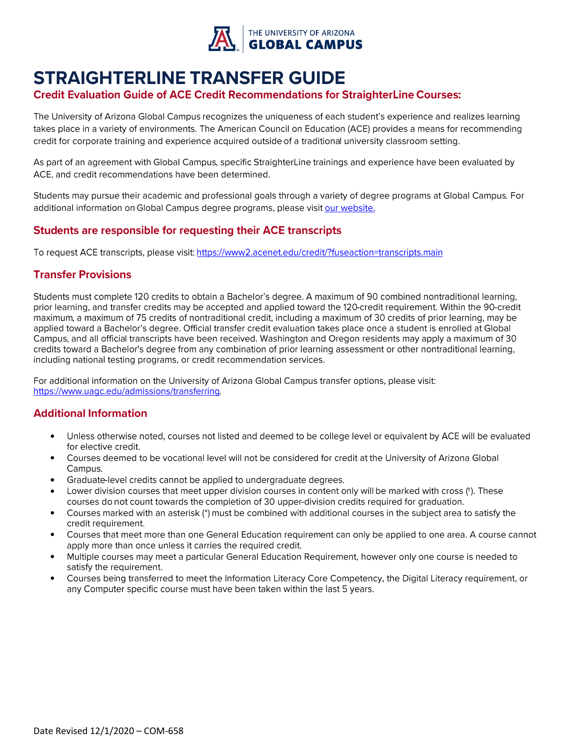THE UNIVERSITY OF ARIZONA GLOBAL CAMPUS

# STRAIGHTERLINE TRANSFER GUIDE

## Credit Evaluation Guide of ACE Credit Recommendations for StraighterLine Courses:

The University of Arizona Global Campus recognizes the uniqueness of each student's experience and realizes learning takes place in a variety of environments. The American Council on Education (ACE) provides a means for recommending credit for corporate training and experience acquired outside of a traditional university classroom setting.

As part of an agreement with Global Campus, specific StraighterLine trainings and experience have been evaluated by ACE, and credit recommendations have been determined.

Students may pursue their academic and professional goals through a variety of degree programs at Global Campus. For additional information on Global Campus degree programs, please visit [our website.]()

### Students are responsible for requesting their ACE transcripts

To request ACE transcripts, please visit: [https://www2.acenet.edu/credit/?fuseaction=transcripts.main](https://www2.acenet.edu/credit/?fuseaction=transcripts.main)

### Transfer Provisions

Students must complete 120 credits to obtain a Bachelor's degree. A maximum of 90 combined nontraditional learning, prior learning, and transfer credits may be accepted and applied toward the 120-credit requirement. Within the 90-credit maximum, a maximum of 75 credits of nontraditional credit, including a maximum of 30 credits of prior learning, may be applied toward a Bachelor's degree. Official transfer credit evaluation takes place once a student is enrolled at Global Campus, and all official transcripts have been received. Washington and Oregon residents may apply a maximum of 30 credits toward a Bachelor's degree from any combination of prior learning assessment or other nontraditional learning, including national testing programs, or credit recommendation services.

For additional information on the University of Arizona Global Campus transfer options, please visit: [https://www.uagc.edu/admissions/transferring](https://www.uagc.edu/admissions/transferring).

### Additional Information

- Unless otherwise noted, courses not listed and deemed to be college level or equivalent by ACE will be evaluated for elective credit.
- Courses deemed to be vocational level will not be considered for credit at the University of Arizona Global Campus.
- Graduate-level credits cannot be applied to undergraduate degrees.
- Lower division courses that meet upper division courses in content only will be marked with cross (†). These courses do not count towards the completion of 30 upper-division credits required for graduation.
- Courses marked with an asterisk (*) must be combined with additional courses in the subject area to satisfy the credit requirement.
- Courses that meet more than one General Education requirement can only be applied to one area. A course cannot apply more than once unless it carries the required credit.
- Multiple courses may meet a particular General Education Requirement, however only one course is needed to satisfy the requirement.
- Courses being transferred to meet the Information Literacy Core Competency, the Digital Literacy requirement, or any Computer specific course must have been taken within the last 5 years.

Date Revised 12/1/2020 – COM-658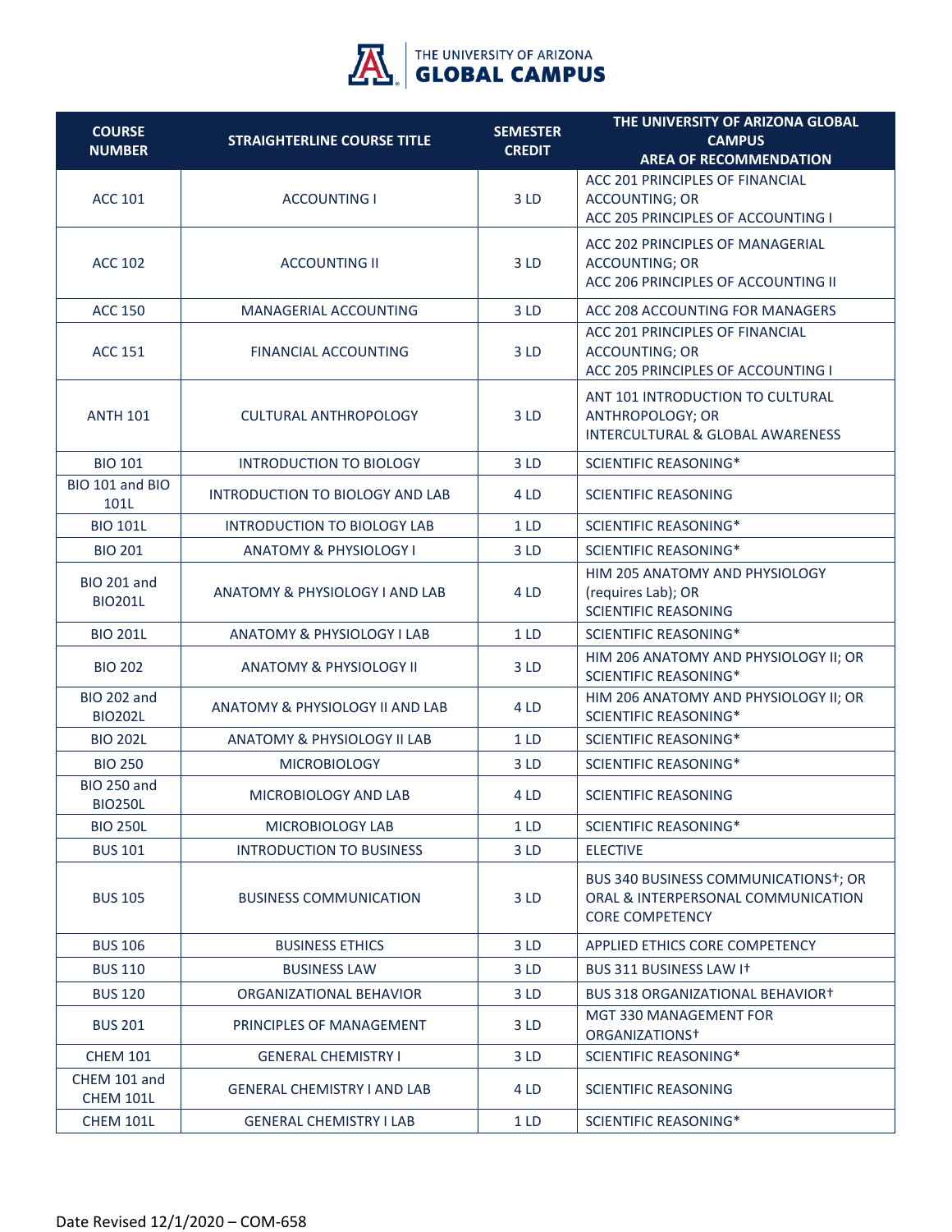THE UNIVERSITY OF ARIZONA GLOBAL CAMPUS

| COURSE NUMBER | STRAIGHTERLINE COURSE TITLE | SEMESTER CREDIT | THE UNIVERSITY OF ARIZONA GLOBAL CAMPUS AREA OF RECOMMENDATION |
|---|---|---|---|
| ACC 101 | ACCOUNTING I | 3 LD | ACC 201 PRINCIPLES OF FINANCIAL ACCOUNTING; OR ACC 205 PRINCIPLES OF ACCOUNTING I |
| ACC 102 | ACCOUNTING II | 3 LD | ACC 202 PRINCIPLES OF MANAGERIAL ACCOUNTING; OR ACC 206 PRINCIPLES OF ACCOUNTING II |
| ACC 150 | MANAGERIAL ACCOUNTING | 3 LD | ACC 208 ACCOUNTING FOR MANAGERS |
| ACC 151 | FINANCIAL ACCOUNTING | 3 LD | ACC 201 PRINCIPLES OF FINANCIAL ACCOUNTING; OR ACC 205 PRINCIPLES OF ACCOUNTING I |
| ANTH 101 | CULTURAL ANTHROPOLOGY | 3 LD | ANT 101 INTRODUCTION TO CULTURAL ANTHROPOLOGY; OR INTERCULTURAL & GLOBAL AWARENESS |
| BIO 101 | INTRODUCTION TO BIOLOGY | 3 LD | SCIENTIFIC REASONING* |
| BIO 101 and BIO 101L | INTRODUCTION TO BIOLOGY AND LAB | 4 LD | SCIENTIFIC REASONING |
| BIO 101L | INTRODUCTION TO BIOLOGY LAB | 1 LD | SCIENTIFIC REASONING* |
| BIO 201 | ANATOMY & PHYSIOLOGY I | 3 LD | SCIENTIFIC REASONING* |
| BIO 201 and BIO201L | ANATOMY & PHYSIOLOGY I AND LAB | 4 LD | HIM 205 ANATOMY AND PHYSIOLOGY (requires Lab); OR SCIENTIFIC REASONING |
| BIO 201L | ANATOMY & PHYSIOLOGY I LAB | 1 LD | SCIENTIFIC REASONING* |
| BIO 202 | ANATOMY & PHYSIOLOGY II | 3 LD | HIM 206 ANATOMY AND PHYSIOLOGY II; OR SCIENTIFIC REASONING* |
| BIO 202 and BIO202L | ANATOMY & PHYSIOLOGY II AND LAB | 4 LD | HIM 206 ANATOMY AND PHYSIOLOGY II; OR SCIENTIFIC REASONING* |
| BIO 202L | ANATOMY & PHYSIOLOGY II LAB | 1 LD | SCIENTIFIC REASONING* |
| BIO 250 | MICROBIOLOGY | 3 LD | SCIENTIFIC REASONING* |
| BIO 250 and BIO250L | MICROBIOLOGY AND LAB | 4 LD | SCIENTIFIC REASONING |
| BIO 250L | MICROBIOLOGY LAB | 1 LD | SCIENTIFIC REASONING* |
| BUS 101 | INTRODUCTION TO BUSINESS | 3 LD | ELECTIVE |
| BUS 105 | BUSINESS COMMUNICATION | 3 LD | BUS 340 BUSINESS COMMUNICATIONS†; OR ORAL & INTERPERSONAL COMMUNICATION CORE COMPETENCY |
| BUS 106 | BUSINESS ETHICS | 3 LD | APPLIED ETHICS CORE COMPETENCY |
| BUS 110 | BUSINESS LAW | 3 LD | BUS 311 BUSINESS LAW I† |
| BUS 120 | ORGANIZATIONAL BEHAVIOR | 3 LD | BUS 318 ORGANIZATIONAL BEHAVIOR† |
| BUS 201 | PRINCIPLES OF MANAGEMENT | 3 LD | MGT 330 MANAGEMENT FOR ORGANIZATIONS† |
| CHEM 101 | GENERAL CHEMISTRY I | 3 LD | SCIENTIFIC REASONING* |
| CHEM 101 and CHEM 101L | GENERAL CHEMISTRY I AND LAB | 4 LD | SCIENTIFIC REASONING |
| CHEM 101L | GENERAL CHEMISTRY I LAB | 1 LD | SCIENTIFIC REASONING* |

Date Revised 12/1/2020 – COM-658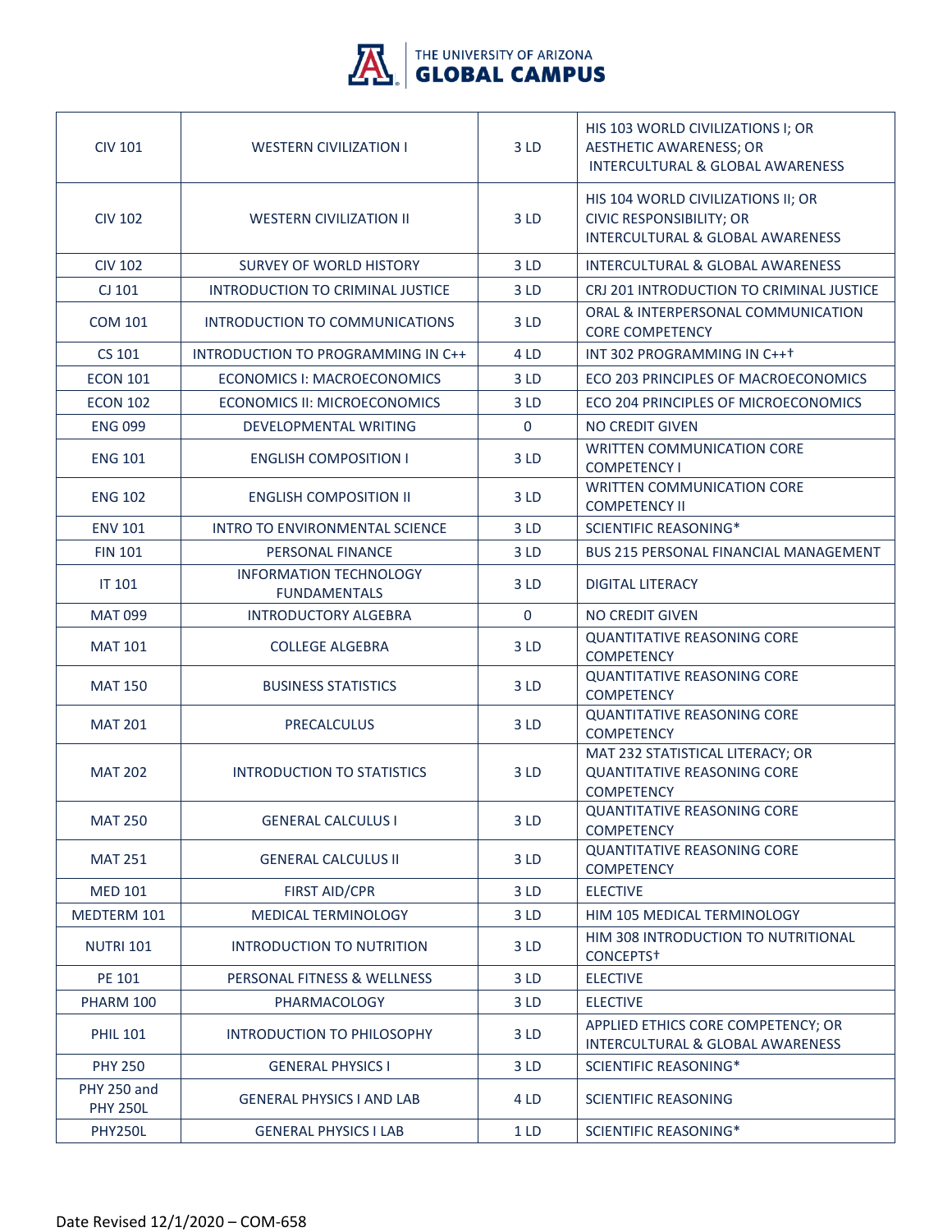| CIV 101 | WESTERN CIVILIZATION I | 3 LD | HIS 103 WORLD CIVILIZATIONS I; OR AESTHETIC AWARENESS; OR INTERCULTURAL & GLOBAL AWARENESS |
|---|---|---|---|
| CIV 102 | WESTERN CIVILIZATION II | 3 LD | HIS 104 WORLD CIVILIZATIONS II; OR CIVIC RESPONSIBILITY; OR INTERCULTURAL & GLOBAL AWARENESS |
| CIV 102 | SURVEY OF WORLD HISTORY | 3 LD | INTERCULTURAL & GLOBAL AWARENESS |
| CJ 101 | INTRODUCTION TO CRIMINAL JUSTICE | 3 LD | CRJ 201 INTRODUCTION TO CRIMINAL JUSTICE |
| COM 101 | INTRODUCTION TO COMMUNICATIONS | 3 LD | ORAL & INTERPERSONAL COMMUNICATION CORE COMPETENCY |
| CS 101 | INTRODUCTION TO PROGRAMMING IN C++ | 4 LD | INT 302 PROGRAMMING IN C++† |
| ECON 101 | ECONOMICS I: MACROECONOMICS | 3 LD | ECO 203 PRINCIPLES OF MACROECONOMICS |
| ECON 102 | ECONOMICS II: MICROECONOMICS | 3 LD | ECO 204 PRINCIPLES OF MICROECONOMICS |
| ENG 099 | DEVELOPMENTAL WRITING | 0 | NO CREDIT GIVEN |
| ENG 101 | ENGLISH COMPOSITION I | 3 LD | WRITTEN COMMUNICATION CORE COMPETENCY I |
| ENG 102 | ENGLISH COMPOSITION II | 3 LD | WRITTEN COMMUNICATION CORE COMPETENCY II |
| ENV 101 | INTRO TO ENVIRONMENTAL SCIENCE | 3 LD | SCIENTIFIC REASONING* |
| FIN 101 | PERSONAL FINANCE | 3 LD | BUS 215 PERSONAL FINANCIAL MANAGEMENT |
| IT 101 | INFORMATION TECHNOLOGY FUNDAMENTALS | 3 LD | DIGITAL LITERACY |
| MAT 099 | INTRODUCTORY ALGEBRA | 0 | NO CREDIT GIVEN |
| MAT 101 | COLLEGE ALGEBRA | 3 LD | QUANTITATIVE REASONING CORE COMPETENCY |
| MAT 150 | BUSINESS STATISTICS | 3 LD | QUANTITATIVE REASONING CORE COMPETENCY |
| MAT 201 | PRECALCULUS | 3 LD | QUANTITATIVE REASONING CORE COMPETENCY |
| MAT 202 | INTRODUCTION TO STATISTICS | 3 LD | MAT 232 STATISTICAL LITERACY; OR QUANTITATIVE REASONING CORE COMPETENCY |
| MAT 250 | GENERAL CALCULUS I | 3 LD | QUANTITATIVE REASONING CORE COMPETENCY |
| MAT 251 | GENERAL CALCULUS II | 3 LD | QUANTITATIVE REASONING CORE COMPETENCY |
| MED 101 | FIRST AID/CPR | 3 LD | ELECTIVE |
| MEDTERM 101 | MEDICAL TERMINOLOGY | 3 LD | HIM 105 MEDICAL TERMINOLOGY |
| NUTRI 101 | INTRODUCTION TO NUTRITION | 3 LD | HIM 308 INTRODUCTION TO NUTRITIONAL CONCEPTS† |
| PE 101 | PERSONAL FITNESS & WELLNESS | 3 LD | ELECTIVE |
| PHARM 100 | PHARMACOLOGY | 3 LD | ELECTIVE |
| PHIL 101 | INTRODUCTION TO PHILOSOPHY | 3 LD | APPLIED ETHICS CORE COMPETENCY; OR INTERCULTURAL & GLOBAL AWARENESS |
| PHY 250 | GENERAL PHYSICS I | 3 LD | SCIENTIFIC REASONING* |
| PHY 250 and PHY 250L | GENERAL PHYSICS I AND LAB | 4 LD | SCIENTIFIC REASONING |
| PHY250L | GENERAL PHYSICS I LAB | 1 LD | SCIENTIFIC REASONING* |

Date Revised 12/1/2020 – COM-658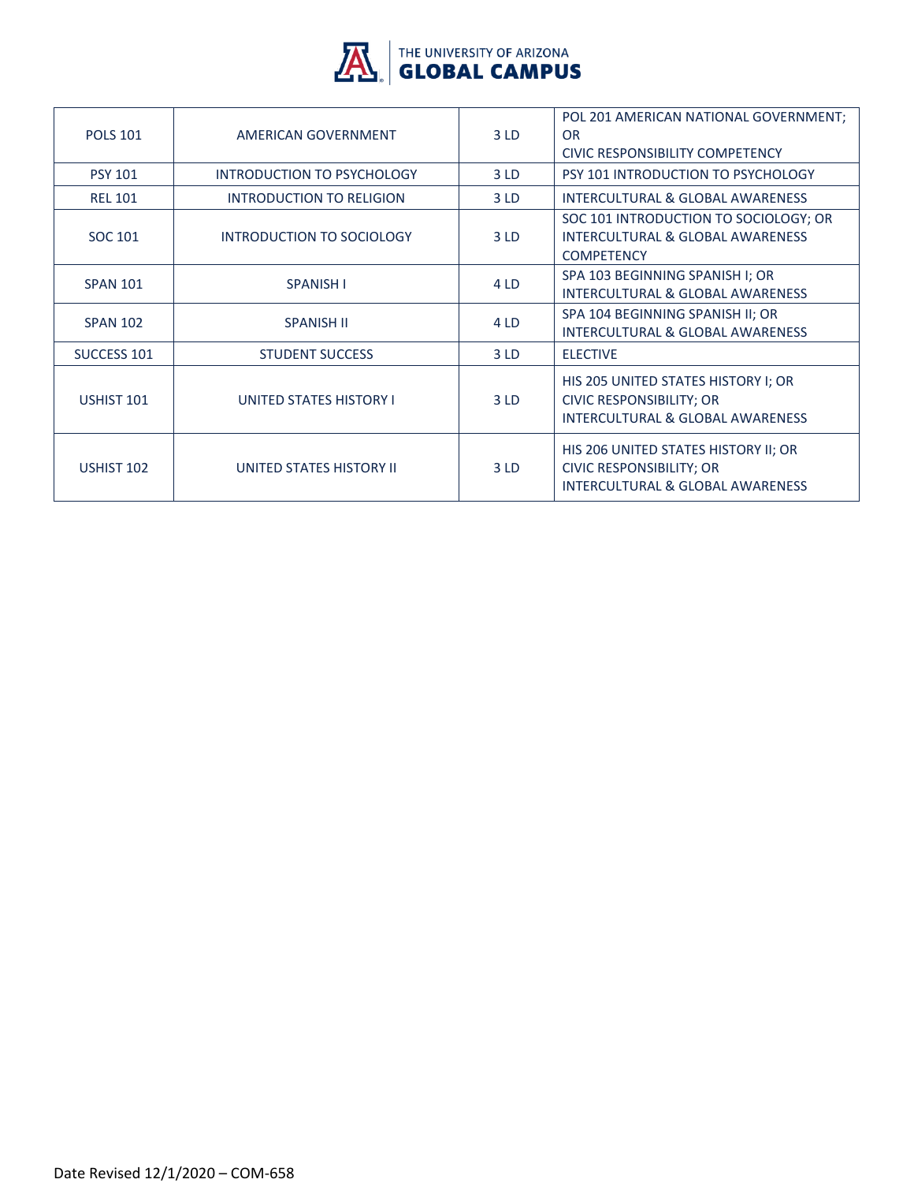| | | | |
|---|---|---|---|
| POLS 101 | AMERICAN GOVERNMENT | 3 LD | POL 201 AMERICAN NATIONAL GOVERNMENT; OR CIVIC RESPONSIBILITY COMPETENCY |
| PSY 101 | INTRODUCTION TO PSYCHOLOGY | 3 LD | PSY 101 INTRODUCTION TO PSYCHOLOGY |
| REL 101 | INTRODUCTION TO RELIGION | 3 LD | INTERCULTURAL & GLOBAL AWARENESS |
| SOC 101 | INTRODUCTION TO SOCIOLOGY | 3 LD | SOC 101 INTRODUCTION TO SOCIOLOGY; OR INTERCULTURAL & GLOBAL AWARENESS COMPETENCY |
| SPAN 101 | SPANISH I | 4 LD | SPA 103 BEGINNING SPANISH I; OR INTERCULTURAL & GLOBAL AWARENESS |
| SPAN 102 | SPANISH II | 4 LD | SPA 104 BEGINNING SPANISH II; OR INTERCULTURAL & GLOBAL AWARENESS |
| SUCCESS 101 | STUDENT SUCCESS | 3 LD | ELECTIVE |
| USHIST 101 | UNITED STATES HISTORY I | 3 LD | HIS 205 UNITED STATES HISTORY I; OR CIVIC RESPONSIBILITY; OR INTERCULTURAL & GLOBAL AWARENESS |
| USHIST 102 | UNITED STATES HISTORY II | 3 LD | HIS 206 UNITED STATES HISTORY II; OR CIVIC RESPONSIBILITY; OR INTERCULTURAL & GLOBAL AWARENESS |

Date Revised 12/1/2020 – COM-658